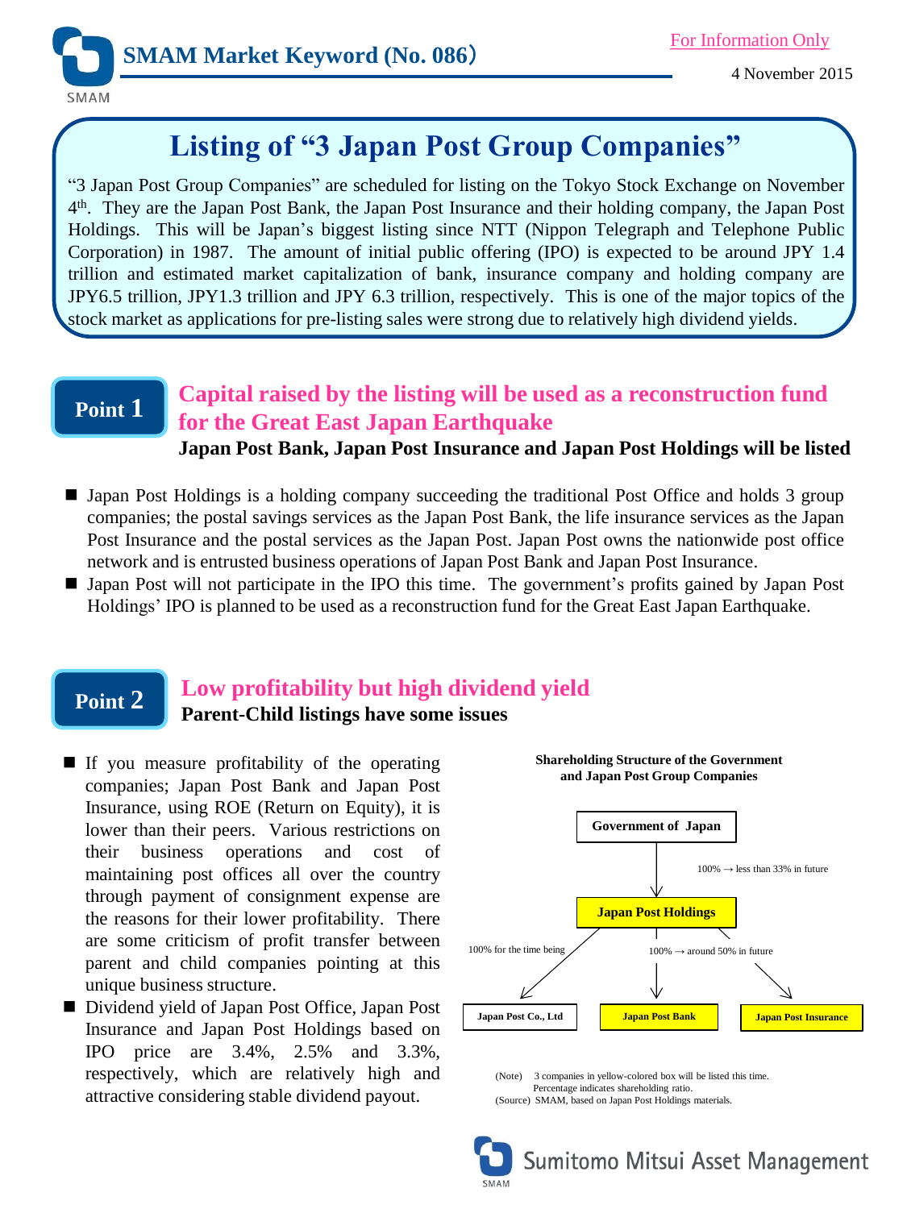SMAM Market Keyword (No. 086)

For Information Only

4 November 2015

# Listing of "3 Japan Post Group Companies"

"3 Japan Post Group Companies" are scheduled for listing on the Tokyo Stock Exchange on November 4th. They are the Japan Post Bank, the Japan Post Insurance and their holding company, the Japan Post Holdings. This will be Japan's biggest listing since NTT (Nippon Telegraph and Telephone Public Corporation) in 1987. The amount of initial public offering (IPO) is expected to be around JPY 1.4 trillion and estimated market capitalization of bank, insurance company and holding company are JPY6.5 trillion, JPY1.3 trillion and JPY 6.3 trillion, respectively. This is one of the major topics of the stock market as applications for pre-listing sales were strong due to relatively high dividend yields.

## Point 1 Capital raised by the listing will be used as a reconstruction fund for the Great East Japan Earthquake

**Japan Post Bank, Japan Post Insurance and Japan Post Holdings will be listed**

- Japan Post Holdings is a holding company succeeding the traditional Post Office and holds 3 group companies; the postal savings services as the Japan Post Bank, the life insurance services as the Japan Post Insurance and the postal services as the Japan Post. Japan Post owns the nationwide post office network and is entrusted business operations of Japan Post Bank and Japan Post Insurance.
- Japan Post will not participate in the IPO this time. The government's profits gained by Japan Post Holdings' IPO is planned to be used as a reconstruction fund for the Great East Japan Earthquake.

## Point 2 Low profitability but high dividend yield

**Parent-Child listings have some issues**

- If you measure profitability of the operating companies; Japan Post Bank and Japan Post Insurance, using ROE (Return on Equity), it is lower than their peers. Various restrictions on their business operations and cost of maintaining post offices all over the country through payment of consignment expense are the reasons for their lower profitability. There are some criticism of profit transfer between parent and child companies pointing at this unique business structure.
- Dividend yield of Japan Post Office, Japan Post Insurance and Japan Post Holdings based on IPO price are 3.4%, 2.5% and 3.3%, respectively, which are relatively high and attractive considering stable dividend payout.

**Shareholding Structure of the Government and Japan Post Group Companies**

Government of Japan

↓ 100% → less than 33% in future

Japan Post Holdings

- → Japan Post Co., Ltd (100% for the time being)
- → Japan Post Bank (100% → around 50% in future)
- → Japan Post Insurance (100% → around 50% in future)

(Note) 3 companies in yellow-colored box will be listed this time. Percentage indicates shareholding ratio.
(Source) SMAM, based on Japan Post Holdings materials.

Sumitomo Mitsui Asset Management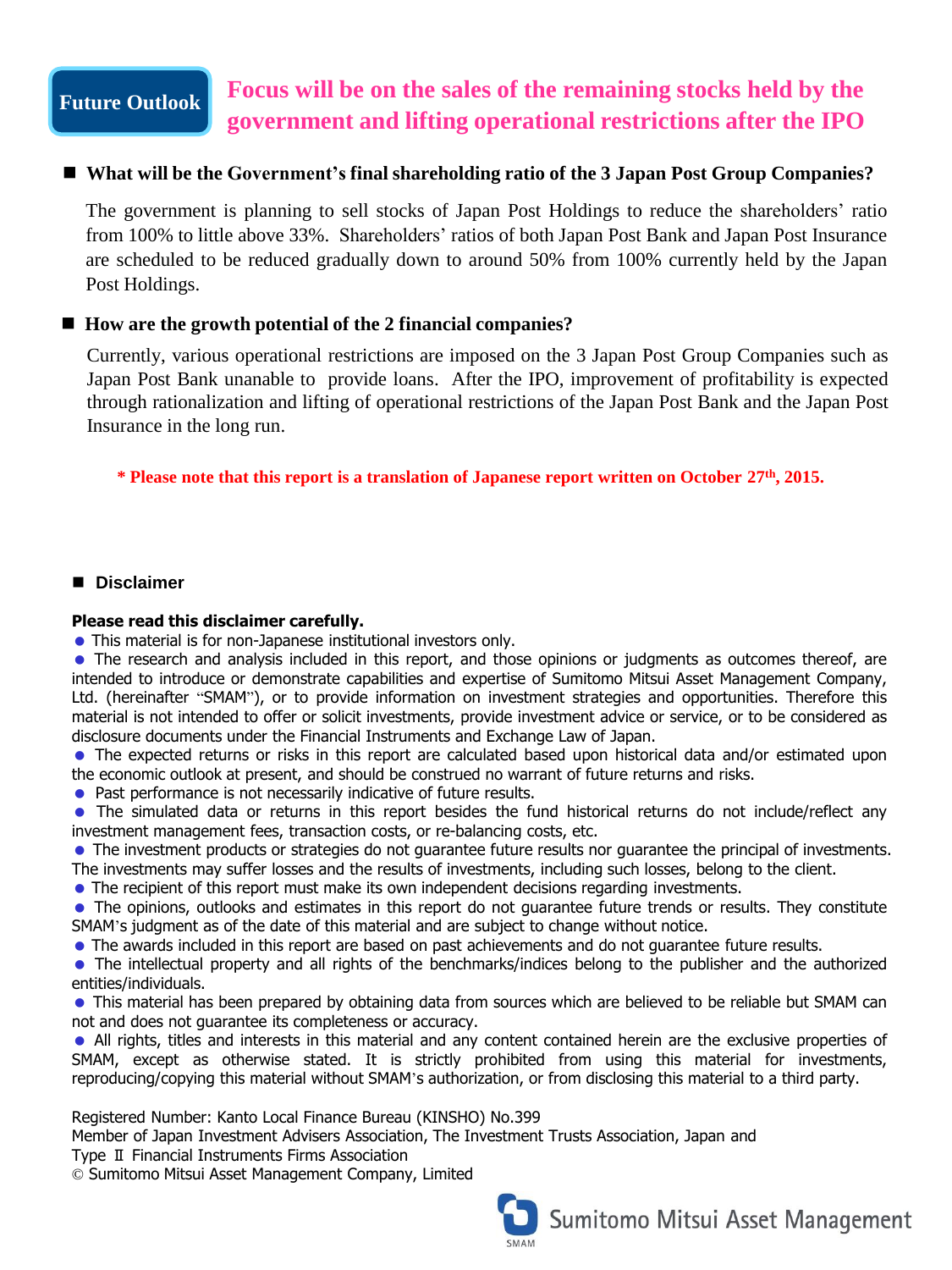**Future Outlook**

## Focus will be on the sales of the remaining stocks held by the government and lifting operational restrictions after the IPO

### ■ What will be the Government's final shareholding ratio of the 3 Japan Post Group Companies?

The government is planning to sell stocks of Japan Post Holdings to reduce the shareholders' ratio from 100% to little above 33%. Shareholders' ratios of both Japan Post Bank and Japan Post Insurance are scheduled to be reduced gradually down to around 50% from 100% currently held by the Japan Post Holdings.

### ■ How are the growth potential of the 2 financial companies?

Currently, various operational restrictions are imposed on the 3 Japan Post Group Companies such as Japan Post Bank unanable to provide loans. After the IPO, improvement of profitability is expected through rationalization and lifting of operational restrictions of the Japan Post Bank and the Japan Post Insurance in the long run.

**\* Please note that this report is a translation of Japanese report written on October 27th, 2015.**

### ■ Disclaimer

**Please read this disclaimer carefully.**

- This material is for non-Japanese institutional investors only.
- The research and analysis included in this report, and those opinions or judgments as outcomes thereof, are intended to introduce or demonstrate capabilities and expertise of Sumitomo Mitsui Asset Management Company, Ltd. (hereinafter "SMAM"), or to provide information on investment strategies and opportunities. Therefore this material is not intended to offer or solicit investments, provide investment advice or service, or to be considered as disclosure documents under the Financial Instruments and Exchange Law of Japan.
- The expected returns or risks in this report are calculated based upon historical data and/or estimated upon the economic outlook at present, and should be construed no warrant of future returns and risks.
- Past performance is not necessarily indicative of future results.
- The simulated data or returns in this report besides the fund historical returns do not include/reflect any investment management fees, transaction costs, or re-balancing costs, etc.
- The investment products or strategies do not guarantee future results nor guarantee the principal of investments. The investments may suffer losses and the results of investments, including such losses, belong to the client.
- The recipient of this report must make its own independent decisions regarding investments.
- The opinions, outlooks and estimates in this report do not guarantee future trends or results. They constitute SMAM's judgment as of the date of this material and are subject to change without notice.
- The awards included in this report are based on past achievements and do not guarantee future results.
- The intellectual property and all rights of the benchmarks/indices belong to the publisher and the authorized entities/individuals.
- This material has been prepared by obtaining data from sources which are believed to be reliable but SMAM can not and does not guarantee its completeness or accuracy.
- All rights, titles and interests in this material and any content contained herein are the exclusive properties of SMAM, except as otherwise stated. It is strictly prohibited from using this material for investments, reproducing/copying this material without SMAM's authorization, or from disclosing this material to a third party.

Registered Number: Kanto Local Finance Bureau (KINSHO) No.399
Member of Japan Investment Advisers Association, The Investment Trusts Association, Japan and
Type Ⅱ Financial Instruments Firms Association
© Sumitomo Mitsui Asset Management Company, Limited

Sumitomo Mitsui Asset Management